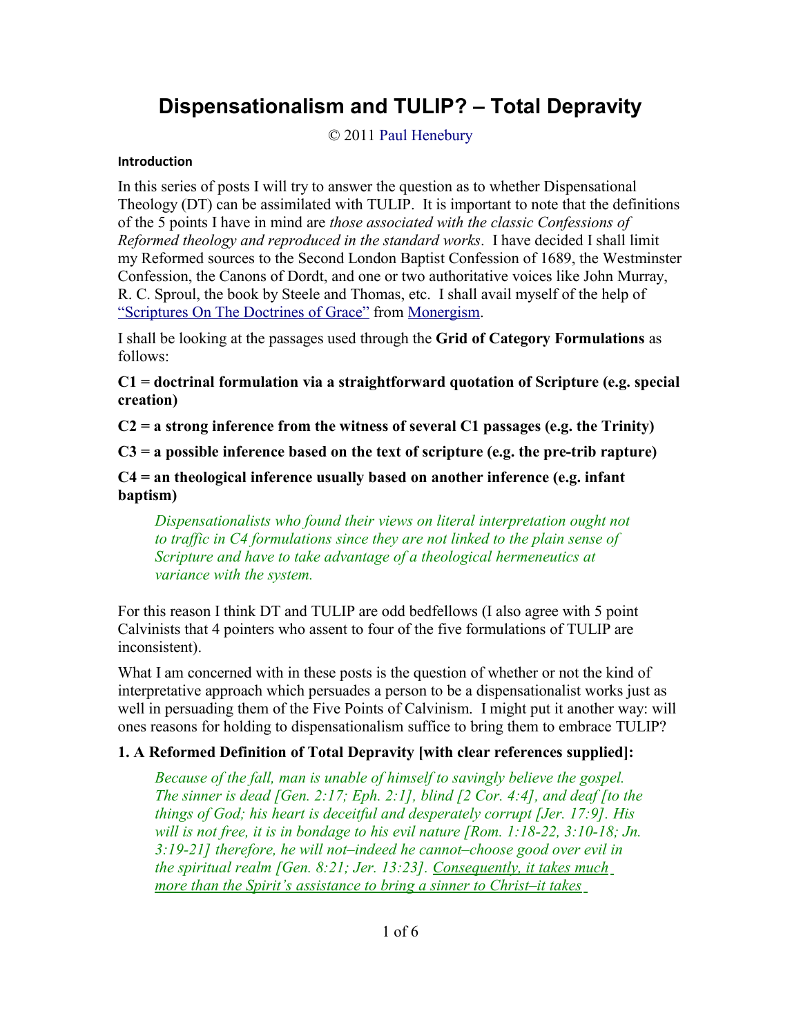# Dispensationalism and TULIP? – Total Depravity

© 2011 Paul Henebury

**Introduction**

In this series of posts I will try to answer the question as to whether Dispensational Theology (DT) can be assimilated with TULIP. It is important to note that the definitions of the 5 points I have in mind are *those associated with the classic Confessions of Reformed theology and reproduced in the standard works*. I have decided I shall limit my Reformed sources to the Second London Baptist Confession of 1689, the Westminster Confession, the Canons of Dordt, and one or two authoritative voices like John Murray, R. C. Sproul, the book by Steele and Thomas, etc. I shall avail myself of the help of "Scriptures On The Doctrines of Grace" from Monergism.

I shall be looking at the passages used through the **Grid of Category Formulations** as follows:

**C1 = doctrinal formulation via a straightforward quotation of Scripture (e.g. special creation)**

**C2 = a strong inference from the witness of several C1 passages (e.g. the Trinity)**

**C3 = a possible inference based on the text of scripture (e.g. the pre-trib rapture)**

**C4 = an theological inference usually based on another inference (e.g. infant baptism)**

> *Dispensationalists who found their views on literal interpretation ought not to traffic in C4 formulations since they are not linked to the plain sense of Scripture and have to take advantage of a theological hermeneutics at variance with the system.*

For this reason I think DT and TULIP are odd bedfellows (I also agree with 5 point Calvinists that 4 pointers who assent to four of the five formulations of TULIP are inconsistent).

What I am concerned with in these posts is the question of whether or not the kind of interpretative approach which persuades a person to be a dispensationalist works just as well in persuading them of the Five Points of Calvinism. I might put it another way: will ones reasons for holding to dispensationalism suffice to bring them to embrace TULIP?

### 1. A Reformed Definition of Total Depravity [with clear references supplied]:

> *Because of the fall, man is unable of himself to savingly believe the gospel. The sinner is dead [Gen. 2:17; Eph. 2:1], blind [2 Cor. 4:4], and deaf [to the things of God; his heart is deceitful and desperately corrupt [Jer. 17:9]. His will is not free, it is in bondage to his evil nature [Rom. 1:18-22, 3:10-18; Jn. 3:19-21] therefore, he will not–indeed he cannot–choose good over evil in the spiritual realm [Gen. 8:21; Jer. 13:23]. <u>Consequently, it takes much more than the Spirit's assistance to bring a sinner to Christ–it takes</u>*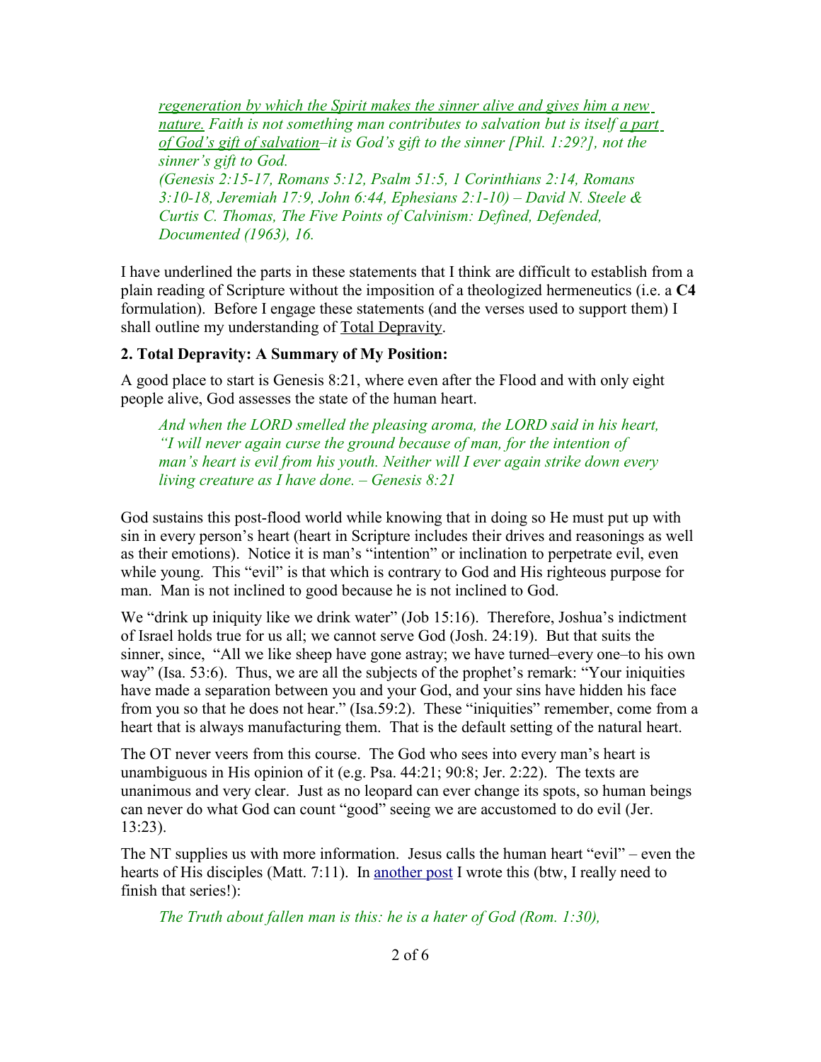> *<u>regeneration by which the Spirit makes the sinner alive and gives him a new nature.</u> Faith is not something man contributes to salvation but is itself <u>a part of God's gift of salvation</u>–it is God's gift to the sinner [Phil. 1:29?], not the sinner's gift to God.*
> *(Genesis 2:15-17, Romans 5:12, Psalm 51:5, 1 Corinthians 2:14, Romans 3:10-18, Jeremiah 17:9, John 6:44, Ephesians 2:1-10) – David N. Steele & Curtis C. Thomas, The Five Points of Calvinism: Defined, Defended, Documented (1963), 16.*

I have underlined the parts in these statements that I think are difficult to establish from a plain reading of Scripture without the imposition of a theologized hermeneutics (i.e. a **C4** formulation). Before I engage these statements (and the verses used to support them) I shall outline my understanding of <u>Total Depravity</u>.

### 2. Total Depravity: A Summary of My Position:

A good place to start is Genesis 8:21, where even after the Flood and with only eight people alive, God assesses the state of the human heart.

> *And when the LORD smelled the pleasing aroma, the LORD said in his heart, "I will never again curse the ground because of man, for the intention of man's heart is evil from his youth. Neither will I ever again strike down every living creature as I have done. – Genesis 8:21*

God sustains this post-flood world while knowing that in doing so He must put up with sin in every person's heart (heart in Scripture includes their drives and reasonings as well as their emotions). Notice it is man's "intention" or inclination to perpetrate evil, even while young. This "evil" is that which is contrary to God and His righteous purpose for man. Man is not inclined to good because he is not inclined to God.

We "drink up iniquity like we drink water" (Job 15:16). Therefore, Joshua's indictment of Israel holds true for us all; we cannot serve God (Josh. 24:19). But that suits the sinner, since, "All we like sheep have gone astray; we have turned–every one–to his own way" (Isa. 53:6). Thus, we are all the subjects of the prophet's remark: "Your iniquities have made a separation between you and your God, and your sins have hidden his face from you so that he does not hear." (Isa.59:2). These "iniquities" remember, come from a heart that is always manufacturing them. That is the default setting of the natural heart.

The OT never veers from this course. The God who sees into every man's heart is unambiguous in His opinion of it (e.g. Psa. 44:21; 90:8; Jer. 2:22). The texts are unanimous and very clear. Just as no leopard can ever change its spots, so human beings can never do what God can count "good" seeing we are accustomed to do evil (Jer. 13:23).

The NT supplies us with more information. Jesus calls the human heart "evil" – even the hearts of His disciples (Matt. 7:11). In <u>another post</u> I wrote this (btw, I really need to finish that series!):

> *The Truth about fallen man is this: he is a hater of God (Rom. 1:30),*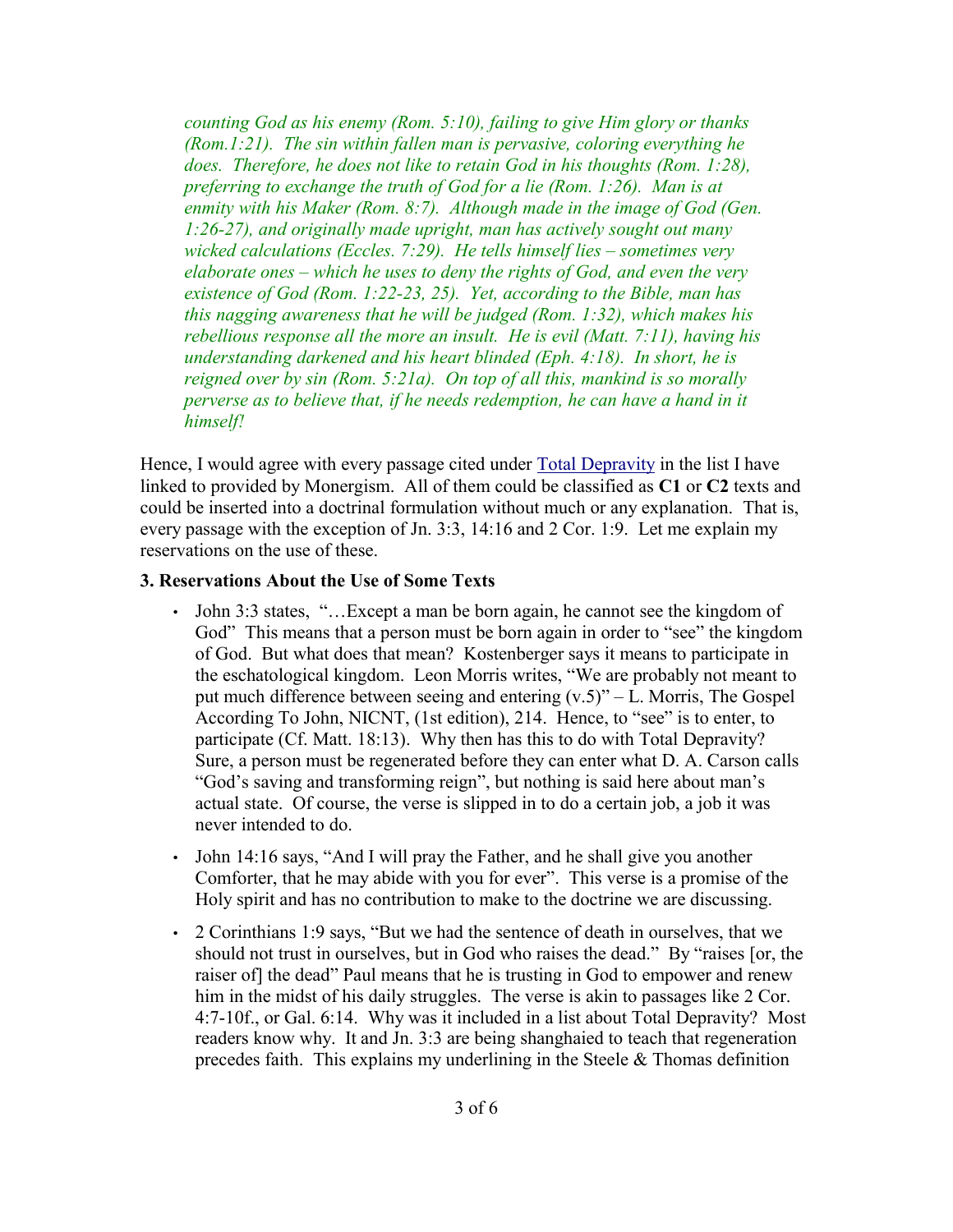*counting God as his enemy (Rom. 5:10), failing to give Him glory or thanks (Rom.1:21). The sin within fallen man is pervasive, coloring everything he does. Therefore, he does not like to retain God in his thoughts (Rom. 1:28), preferring to exchange the truth of God for a lie (Rom. 1:26). Man is at enmity with his Maker (Rom. 8:7). Although made in the image of God (Gen. 1:26-27), and originally made upright, man has actively sought out many wicked calculations (Eccles. 7:29). He tells himself lies – sometimes very elaborate ones – which he uses to deny the rights of God, and even the very existence of God (Rom. 1:22-23, 25). Yet, according to the Bible, man has this nagging awareness that he will be judged (Rom. 1:32), which makes his rebellious response all the more an insult. He is evil (Matt. 7:11), having his understanding darkened and his heart blinded (Eph. 4:18). In short, he is reigned over by sin (Rom. 5:21a). On top of all this, mankind is so morally perverse as to believe that, if he needs redemption, he can have a hand in it himself!*

Hence, I would agree with every passage cited under Total Depravity in the list I have linked to provided by Monergism. All of them could be classified as **C1** or **C2** texts and could be inserted into a doctrinal formulation without much or any explanation. That is, every passage with the exception of Jn. 3:3, 14:16 and 2 Cor. 1:9. Let me explain my reservations on the use of these.

**3. Reservations About the Use of Some Texts**

- John 3:3 states, "…Except a man be born again, he cannot see the kingdom of God" This means that a person must be born again in order to "see" the kingdom of God. But what does that mean? Kostenberger says it means to participate in the eschatological kingdom. Leon Morris writes, "We are probably not meant to put much difference between seeing and entering (v.5)" – L. Morris, The Gospel According To John, NICNT, (1st edition), 214. Hence, to "see" is to enter, to participate (Cf. Matt. 18:13). Why then has this to do with Total Depravity? Sure, a person must be regenerated before they can enter what D. A. Carson calls "God's saving and transforming reign", but nothing is said here about man's actual state. Of course, the verse is slipped in to do a certain job, a job it was never intended to do.
- John 14:16 says, "And I will pray the Father, and he shall give you another Comforter, that he may abide with you for ever". This verse is a promise of the Holy spirit and has no contribution to make to the doctrine we are discussing.
- 2 Corinthians 1:9 says, "But we had the sentence of death in ourselves, that we should not trust in ourselves, but in God who raises the dead." By "raises [or, the raiser of] the dead" Paul means that he is trusting in God to empower and renew him in the midst of his daily struggles. The verse is akin to passages like 2 Cor. 4:7-10f., or Gal. 6:14. Why was it included in a list about Total Depravity? Most readers know why. It and Jn. 3:3 are being shanghaied to teach that regeneration precedes faith. This explains my underlining in the Steele & Thomas definition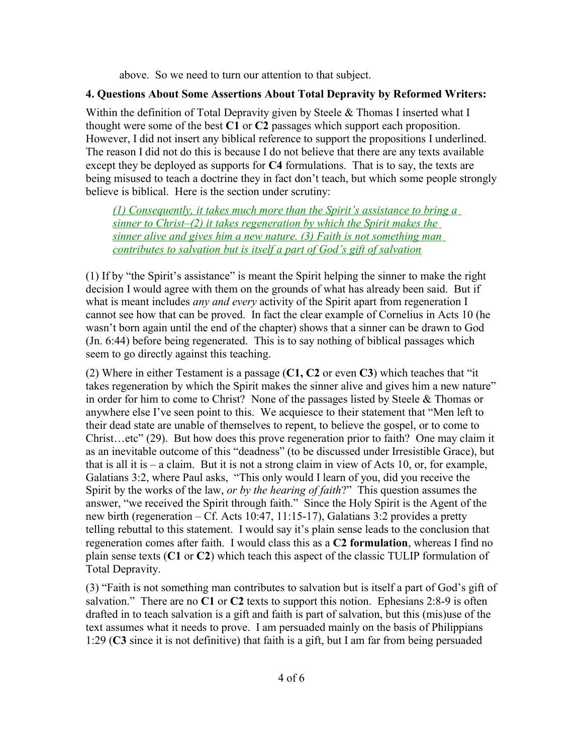above. So we need to turn our attention to that subject.

### 4. Questions About Some Assertions About Total Depravity by Reformed Writers:

Within the definition of Total Depravity given by Steele & Thomas I inserted what I thought were some of the best **C1** or **C2** passages which support each proposition. However, I did not insert any biblical reference to support the propositions I underlined. The reason I did not do this is because I do not believe that there are any texts available except they be deployed as supports for **C4** formulations. That is to say, the texts are being misused to teach a doctrine they in fact don't teach, but which some people strongly believe is biblical. Here is the section under scrutiny:

> *(1) Consequently, it takes much more than the Spirit's assistance to bring a sinner to Christ–(2) it takes regeneration by which the Spirit makes the sinner alive and gives him a new nature. (3) Faith is not something man contributes to salvation but is itself a part of God's gift of salvation*

(1) If by "the Spirit's assistance" is meant the Spirit helping the sinner to make the right decision I would agree with them on the grounds of what has already been said. But if what is meant includes *any and every* activity of the Spirit apart from regeneration I cannot see how that can be proved. In fact the clear example of Cornelius in Acts 10 (he wasn't born again until the end of the chapter) shows that a sinner can be drawn to God (Jn. 6:44) before being regenerated. This is to say nothing of biblical passages which seem to go directly against this teaching.

(2) Where in either Testament is a passage (**C1, C2** or even **C3**) which teaches that "it takes regeneration by which the Spirit makes the sinner alive and gives him a new nature" in order for him to come to Christ? None of the passages listed by Steele & Thomas or anywhere else I've seen point to this. We acquiesce to their statement that "Men left to their dead state are unable of themselves to repent, to believe the gospel, or to come to Christ…etc" (29). But how does this prove regeneration prior to faith? One may claim it as an inevitable outcome of this "deadness" (to be discussed under Irresistible Grace), but that is all it is – a claim. But it is not a strong claim in view of Acts 10, or, for example, Galatians 3:2, where Paul asks, "This only would I learn of you, did you receive the Spirit by the works of the law, *or by the hearing of faith*?" This question assumes the answer, "we received the Spirit through faith." Since the Holy Spirit is the Agent of the new birth (regeneration – Cf. Acts 10:47, 11:15-17), Galatians 3:2 provides a pretty telling rebuttal to this statement. I would say it's plain sense leads to the conclusion that regeneration comes after faith. I would class this as a **C2 formulation**, whereas I find no plain sense texts (**C1** or **C2**) which teach this aspect of the classic TULIP formulation of Total Depravity.

(3) "Faith is not something man contributes to salvation but is itself a part of God's gift of salvation." There are no **C1** or **C2** texts to support this notion. Ephesians 2:8-9 is often drafted in to teach salvation is a gift and faith is part of salvation, but this (mis)use of the text assumes what it needs to prove. I am persuaded mainly on the basis of Philippians 1:29 (**C3** since it is not definitive) that faith is a gift, but I am far from being persuaded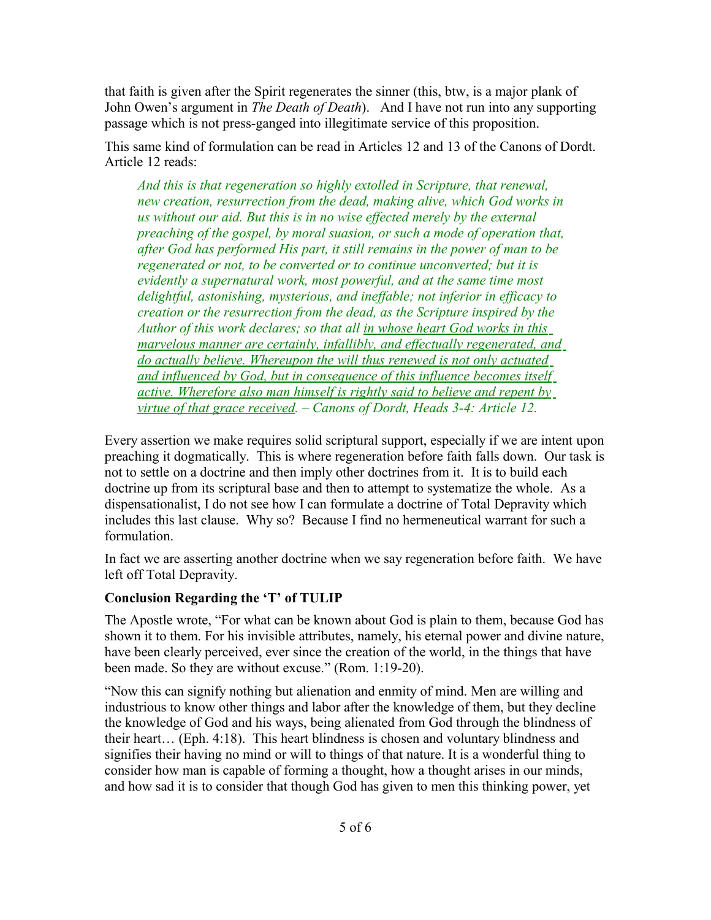that faith is given after the Spirit regenerates the sinner (this, btw, is a major plank of John Owen's argument in *The Death of Death*). And I have not run into any supporting passage which is not press-ganged into illegitimate service of this proposition.

This same kind of formulation can be read in Articles 12 and 13 of the Canons of Dordt. Article 12 reads:

> *And this is that regeneration so highly extolled in Scripture, that renewal, new creation, resurrection from the dead, making alive, which God works in us without our aid. But this is in no wise effected merely by the external preaching of the gospel, by moral suasion, or such a mode of operation that, after God has performed His part, it still remains in the power of man to be regenerated or not, to be converted or to continue unconverted; but it is evidently a supernatural work, most powerful, and at the same time most delightful, astonishing, mysterious, and ineffable; not inferior in efficacy to creation or the resurrection from the dead, as the Scripture inspired by the Author of this work declares; so that all <u>in whose heart God works in this marvelous manner are certainly, infallibly, and effectually regenerated, and do actually believe. Whereupon the will thus renewed is not only actuated and influenced by God, but in consequence of this influence becomes itself active. Wherefore also man himself is rightly said to believe and repent by virtue of that grace received</u>. – Canons of Dordt, Heads 3-4: Article 12.*

Every assertion we make requires solid scriptural support, especially if we are intent upon preaching it dogmatically. This is where regeneration before faith falls down. Our task is not to settle on a doctrine and then imply other doctrines from it. It is to build each doctrine up from its scriptural base and then to attempt to systematize the whole. As a dispensationalist, I do not see how I can formulate a doctrine of Total Depravity which includes this last clause. Why so? Because I find no hermeneutical warrant for such a formulation.

In fact we are asserting another doctrine when we say regeneration before faith. We have left off Total Depravity.

### Conclusion Regarding the 'T' of TULIP

The Apostle wrote, "For what can be known about God is plain to them, because God has shown it to them. For his invisible attributes, namely, his eternal power and divine nature, have been clearly perceived, ever since the creation of the world, in the things that have been made. So they are without excuse." (Rom. 1:19-20).

"Now this can signify nothing but alienation and enmity of mind. Men are willing and industrious to know other things and labor after the knowledge of them, but they decline the knowledge of God and his ways, being alienated from God through the blindness of their heart… (Eph. 4:18). This heart blindness is chosen and voluntary blindness and signifies their having no mind or will to things of that nature. It is a wonderful thing to consider how man is capable of forming a thought, how a thought arises in our minds, and how sad it is to consider that though God has given to men this thinking power, yet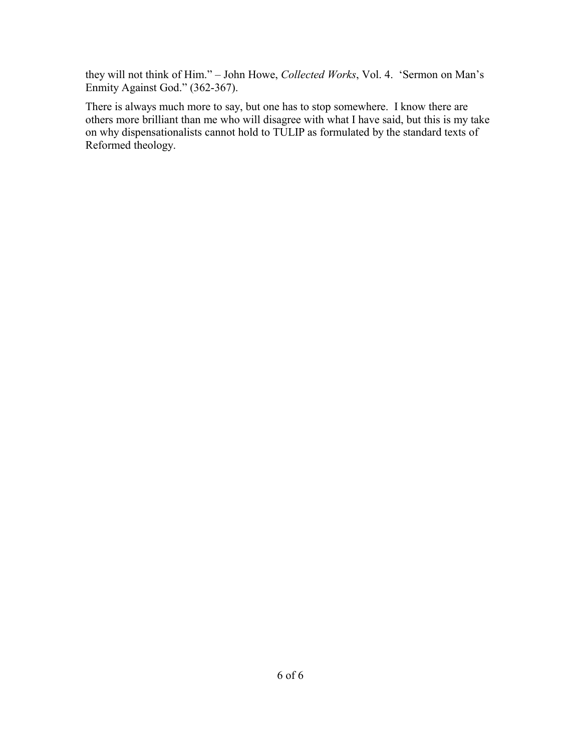they will not think of Him." – John Howe, *Collected Works*, Vol. 4. 'Sermon on Man's Enmity Against God." (362-367).

There is always much more to say, but one has to stop somewhere. I know there are others more brilliant than me who will disagree with what I have said, but this is my take on why dispensationalists cannot hold to TULIP as formulated by the standard texts of Reformed theology.